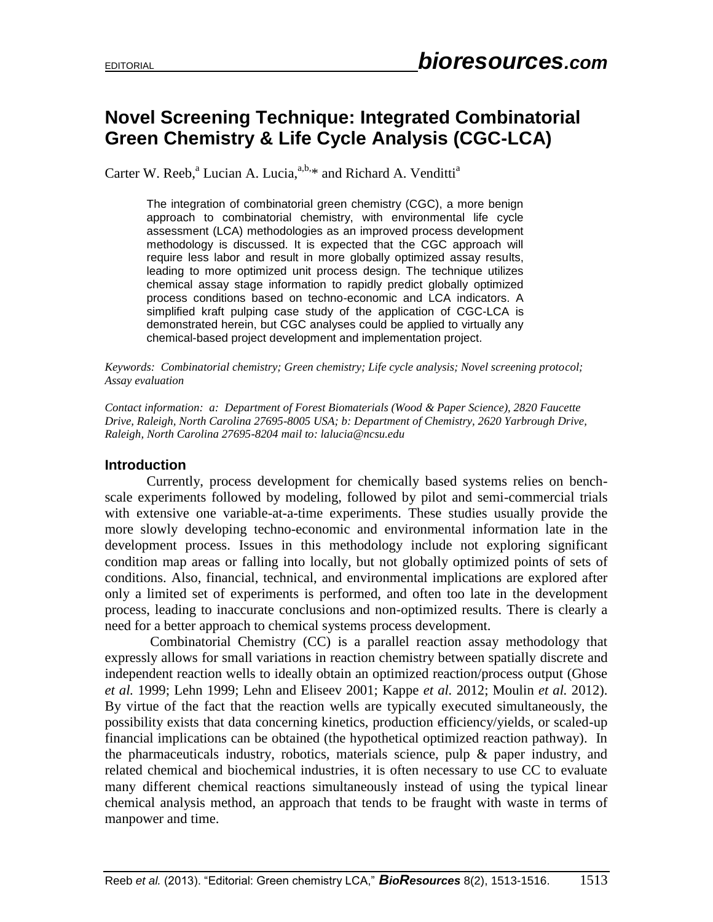# Novel Screening Technique: Integrated Combinatorial Green Chemistry & Life Cycle Analysis (CGC-LCA)

Carter W. Reeb,[a] Lucian A. Lucia,[a,b,*] and Richard A. Venditti[a]

> The integration of combinatorial green chemistry (CGC), a more benign approach to combinatorial chemistry, with environmental life cycle assessment (LCA) methodologies as an improved process development methodology is discussed. It is expected that the CGC approach will require less labor and result in more globally optimized assay results, leading to more optimized unit process design. The technique utilizes chemical assay stage information to rapidly predict globally optimized process conditions based on techno-economic and LCA indicators. A simplified kraft pulping case study of the application of CGC-LCA is demonstrated herein, but CGC analyses could be applied to virtually any chemical-based project development and implementation project.

*Keywords: Combinatorial chemistry; Green chemistry; Life cycle analysis; Novel screening protocol; Assay evaluation*

*Contact information: a: Department of Forest Biomaterials (Wood & Paper Science), 2820 Faucette Drive, Raleigh, North Carolina 27695-8005 USA; b: Department of Chemistry, 2620 Yarbrough Drive, Raleigh, North Carolina 27695-8204 mail to: lalucia@ncsu.edu*

## Introduction

Currently, process development for chemically based systems relies on bench-scale experiments followed by modeling, followed by pilot and semi-commercial trials with extensive one variable-at-a-time experiments. These studies usually provide the more slowly developing techno-economic and environmental information late in the development process. Issues in this methodology include not exploring significant condition map areas or falling into locally, but not globally optimized points of sets of conditions. Also, financial, technical, and environmental implications are explored after only a limited set of experiments is performed, and often too late in the development process, leading to inaccurate conclusions and non-optimized results. There is clearly a need for a better approach to chemical systems process development.

Combinatorial Chemistry (CC) is a parallel reaction assay methodology that expressly allows for small variations in reaction chemistry between spatially discrete and independent reaction wells to ideally obtain an optimized reaction/process output (Ghose *et al.* 1999; Lehn 1999; Lehn and Eliseev 2001; Kappe *et al.* 2012; Moulin *et al.* 2012). By virtue of the fact that the reaction wells are typically executed simultaneously, the possibility exists that data concerning kinetics, production efficiency/yields, or scaled-up financial implications can be obtained (the hypothetical optimized reaction pathway). In the pharmaceuticals industry, robotics, materials science, pulp & paper industry, and related chemical and biochemical industries, it is often necessary to use CC to evaluate many different chemical reactions simultaneously instead of using the typical linear chemical analysis method, an approach that tends to be fraught with waste in terms of manpower and time.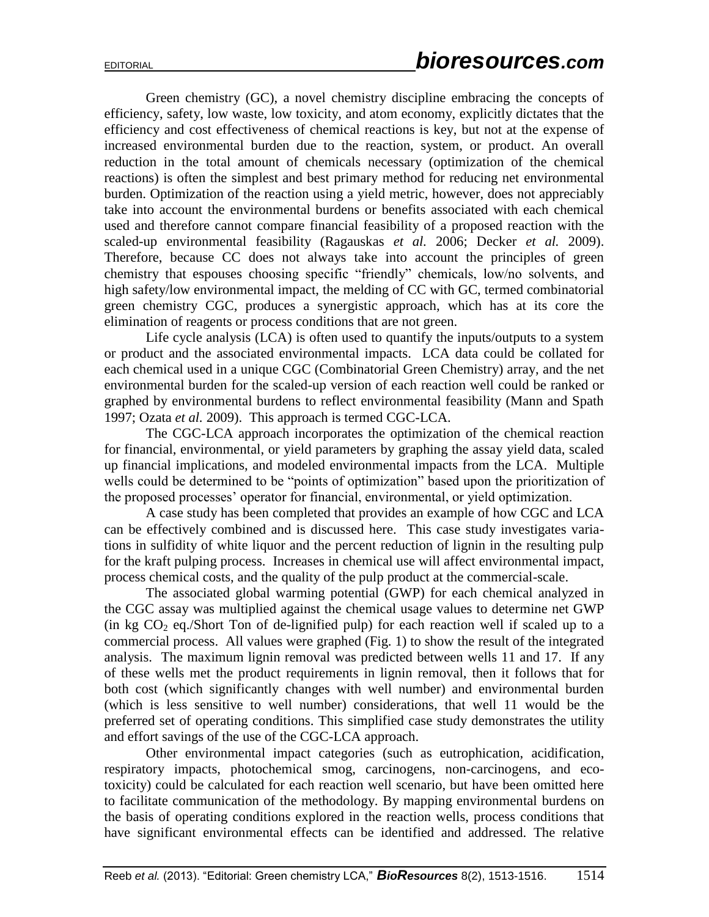Green chemistry (GC), a novel chemistry discipline embracing the concepts of efficiency, safety, low waste, low toxicity, and atom economy, explicitly dictates that the efficiency and cost effectiveness of chemical reactions is key, but not at the expense of increased environmental burden due to the reaction, system, or product. An overall reduction in the total amount of chemicals necessary (optimization of the chemical reactions) is often the simplest and best primary method for reducing net environmental burden. Optimization of the reaction using a yield metric, however, does not appreciably take into account the environmental burdens or benefits associated with each chemical used and therefore cannot compare financial feasibility of a proposed reaction with the scaled-up environmental feasibility (Ragauskas *et al.* 2006; Decker *et al.* 2009). Therefore, because CC does not always take into account the principles of green chemistry that espouses choosing specific "friendly" chemicals, low/no solvents, and high safety/low environmental impact, the melding of CC with GC, termed combinatorial green chemistry CGC, produces a synergistic approach, which has at its core the elimination of reagents or process conditions that are not green.

Life cycle analysis (LCA) is often used to quantify the inputs/outputs to a system or product and the associated environmental impacts. LCA data could be collated for each chemical used in a unique CGC (Combinatorial Green Chemistry) array, and the net environmental burden for the scaled-up version of each reaction well could be ranked or graphed by environmental burdens to reflect environmental feasibility (Mann and Spath 1997; Ozata *et al.* 2009). This approach is termed CGC-LCA.

The CGC-LCA approach incorporates the optimization of the chemical reaction for financial, environmental, or yield parameters by graphing the assay yield data, scaled up financial implications, and modeled environmental impacts from the LCA. Multiple wells could be determined to be "points of optimization" based upon the prioritization of the proposed processes' operator for financial, environmental, or yield optimization.

A case study has been completed that provides an example of how CGC and LCA can be effectively combined and is discussed here. This case study investigates variations in sulfidity of white liquor and the percent reduction of lignin in the resulting pulp for the kraft pulping process. Increases in chemical use will affect environmental impact, process chemical costs, and the quality of the pulp product at the commercial-scale.

The associated global warming potential (GWP) for each chemical analyzed in the CGC assay was multiplied against the chemical usage values to determine net GWP (in kg $CO_2$ eq./Short Ton of de-lignified pulp) for each reaction well if scaled up to a commercial process. All values were graphed (Fig. 1) to show the result of the integrated analysis. The maximum lignin removal was predicted between wells 11 and 17. If any of these wells met the product requirements in lignin removal, then it follows that for both cost (which significantly changes with well number) and environmental burden (which is less sensitive to well number) considerations, that well 11 would be the preferred set of operating conditions. This simplified case study demonstrates the utility and effort savings of the use of the CGC-LCA approach.

Other environmental impact categories (such as eutrophication, acidification, respiratory impacts, photochemical smog, carcinogens, non-carcinogens, and eco-toxicity) could be calculated for each reaction well scenario, but have been omitted here to facilitate communication of the methodology. By mapping environmental burdens on the basis of operating conditions explored in the reaction wells, process conditions that have significant environmental effects can be identified and addressed. The relative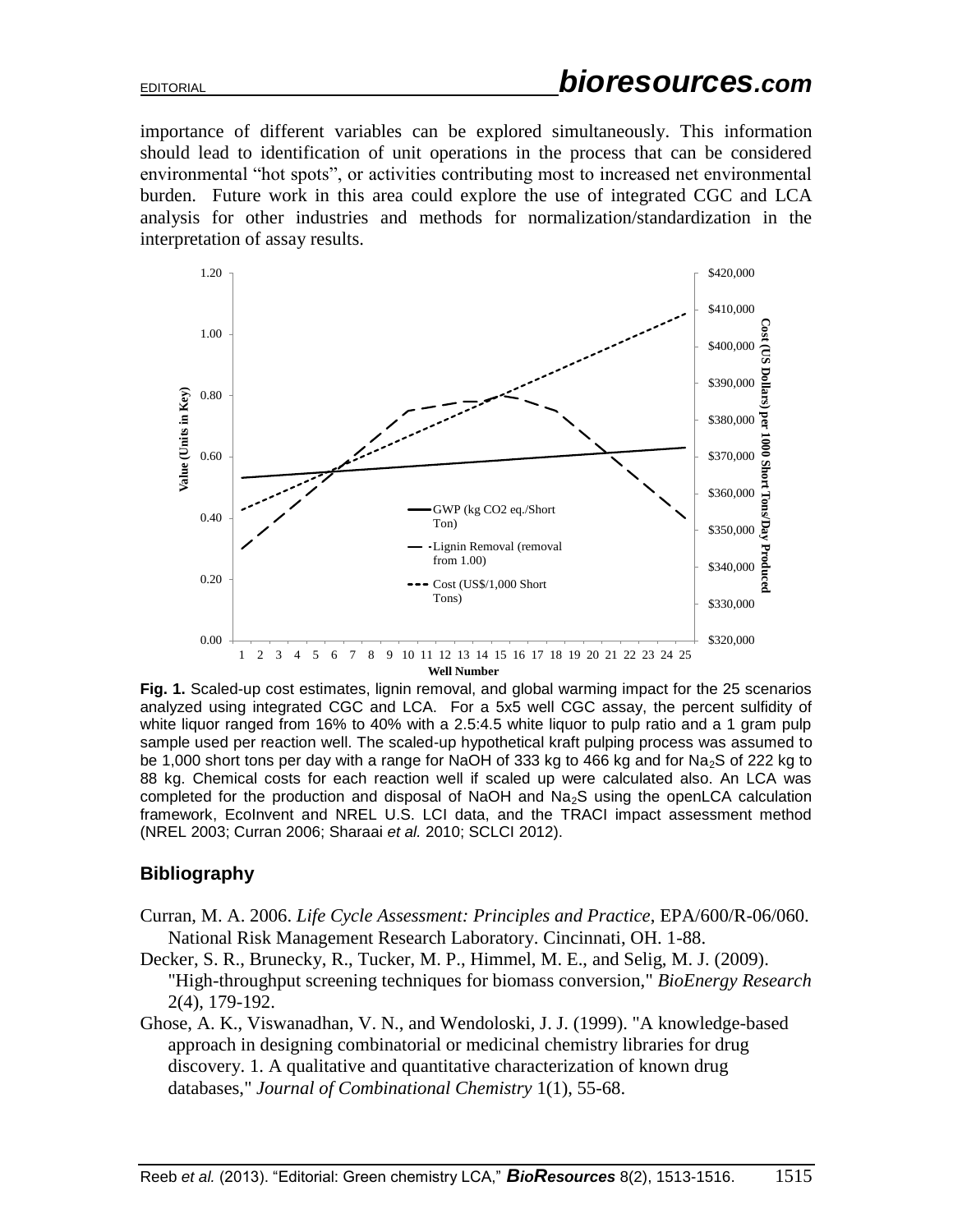importance of different variables can be explored simultaneously. This information should lead to identification of unit operations in the process that can be considered environmental "hot spots", or activities contributing most to increased net environmental burden. Future work in this area could explore the use of integrated CGC and LCA analysis for other industries and methods for normalization/standardization in the interpretation of assay results.

**Fig. 1.** Scaled-up cost estimates, lignin removal, and global warming impact for the 25 scenarios analyzed using integrated CGC and LCA. For a 5x5 well CGC assay, the percent sulfidity of white liquor ranged from 16% to 40% with a 2.5:4.5 white liquor to pulp ratio and a 1 gram pulp sample used per reaction well. The scaled-up hypothetical kraft pulping process was assumed to be 1,000 short tons per day with a range for NaOH of 333 kg to 466 kg and for $Na_2S$ of 222 kg to 88 kg. Chemical costs for each reaction well if scaled up were calculated also. An LCA was completed for the production and disposal of NaOH and $Na_2S$ using the openLCA calculation framework, EcoInvent and NREL U.S. LCI data, and the TRACI impact assessment method (NREL 2003; Curran 2006; Sharaai *et al.* 2010; SCLCI 2012).

## Bibliography

Curran, M. A. 2006. *Life Cycle Assessment: Principles and Practice*, EPA/600/R-06/060. National Risk Management Research Laboratory. Cincinnati, OH. 1-88.

Decker, S. R., Brunecky, R., Tucker, M. P., Himmel, M. E., and Selig, M. J. (2009). "High-throughput screening techniques for biomass conversion," *BioEnergy Research* 2(4), 179-192.

Ghose, A. K., Viswanadhan, V. N., and Wendoloski, J. J. (1999). "A knowledge-based approach in designing combinatorial or medicinal chemistry libraries for drug discovery. 1. A qualitative and quantitative characterization of known drug databases," *Journal of Combinational Chemistry* 1(1), 55-68.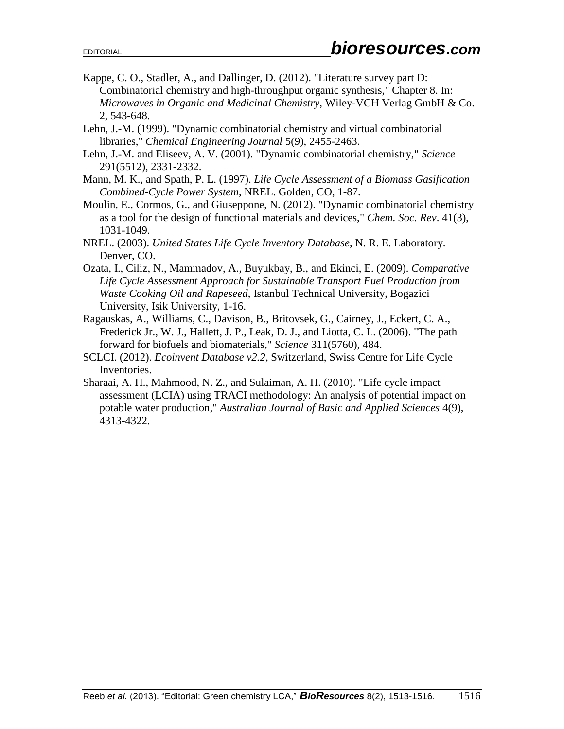Kappe, C. O., Stadler, A., and Dallinger, D. (2012). "Literature survey part D: Combinatorial chemistry and high-throughput organic synthesis," Chapter 8. In: *Microwaves in Organic and Medicinal Chemistry*, Wiley-VCH Verlag GmbH & Co. 2, 543-648.

Lehn, J.-M. (1999). "Dynamic combinatorial chemistry and virtual combinatorial libraries," *Chemical Engineering Journal* 5(9), 2455-2463.

Lehn, J.-M. and Eliseev, A. V. (2001). "Dynamic combinatorial chemistry," *Science* 291(5512), 2331-2332.

Mann, M. K., and Spath, P. L. (1997). *Life Cycle Assessment of a Biomass Gasification Combined-Cycle Power System*, NREL. Golden, CO, 1-87.

Moulin, E., Cormos, G., and Giuseppone, N. (2012). "Dynamic combinatorial chemistry as a tool for the design of functional materials and devices," *Chem. Soc. Rev*. 41(3), 1031-1049.

NREL. (2003). *United States Life Cycle Inventory Database*, N. R. E. Laboratory. Denver, CO.

Ozata, I., Ciliz, N., Mammadov, A., Buyukbay, B., and Ekinci, E. (2009). *Comparative Life Cycle Assessment Approach for Sustainable Transport Fuel Production from Waste Cooking Oil and Rapeseed*, Istanbul Technical University, Bogazici University, Isik University, 1-16.

Ragauskas, A., Williams, C., Davison, B., Britovsek, G., Cairney, J., Eckert, C. A., Frederick Jr., W. J., Hallett, J. P., Leak, D. J., and Liotta, C. L. (2006). "The path forward for biofuels and biomaterials," *Science* 311(5760), 484.

SCLCI. (2012). *Ecoinvent Database v2.2*, Switzerland, Swiss Centre for Life Cycle Inventories.

Sharaai, A. H., Mahmood, N. Z., and Sulaiman, A. H. (2010). "Life cycle impact assessment (LCIA) using TRACI methodology: An analysis of potential impact on potable water production," *Australian Journal of Basic and Applied Sciences* 4(9), 4313-4322.